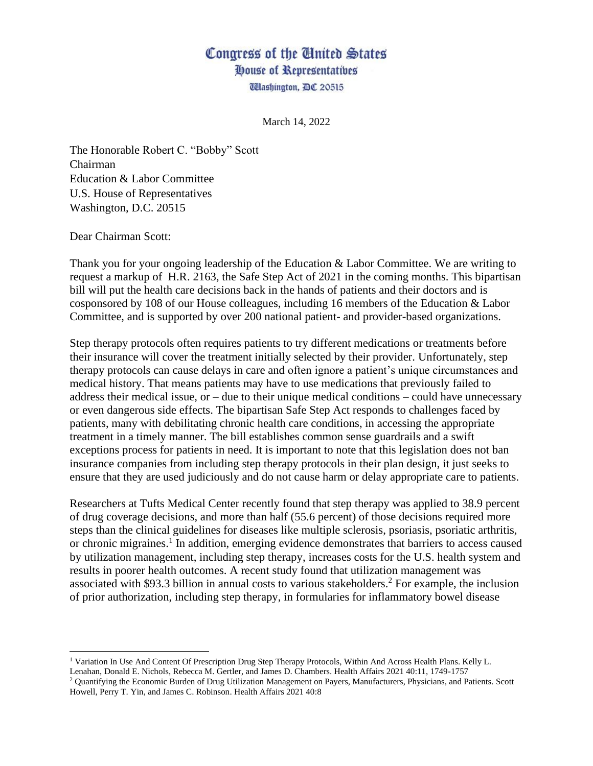# Congress of the United States
## House of Representatives
### Washington, DC 20515

March 14, 2022

The Honorable Robert C. "Bobby" Scott
Chairman
Education & Labor Committee
U.S. House of Representatives
Washington, D.C. 20515

Dear Chairman Scott:

Thank you for your ongoing leadership of the Education & Labor Committee. We are writing to request a markup of H.R. 2163, the Safe Step Act of 2021 in the coming months. This bipartisan bill will put the health care decisions back in the hands of patients and their doctors and is cosponsored by 108 of our House colleagues, including 16 members of the Education & Labor Committee, and is supported by over 200 national patient- and provider-based organizations.

Step therapy protocols often requires patients to try different medications or treatments before their insurance will cover the treatment initially selected by their provider. Unfortunately, step therapy protocols can cause delays in care and often ignore a patient's unique circumstances and medical history. That means patients may have to use medications that previously failed to address their medical issue, or – due to their unique medical conditions – could have unnecessary or even dangerous side effects. The bipartisan Safe Step Act responds to challenges faced by patients, many with debilitating chronic health care conditions, in accessing the appropriate treatment in a timely manner. The bill establishes common sense guardrails and a swift exceptions process for patients in need. It is important to note that this legislation does not ban insurance companies from including step therapy protocols in their plan design, it just seeks to ensure that they are used judiciously and do not cause harm or delay appropriate care to patients.

Researchers at Tufts Medical Center recently found that step therapy was applied to 38.9 percent of drug coverage decisions, and more than half (55.6 percent) of those decisions required more steps than the clinical guidelines for diseases like multiple sclerosis, psoriasis, psoriatic arthritis, or chronic migraines.[1] In addition, emerging evidence demonstrates that barriers to access caused by utilization management, including step therapy, increases costs for the U.S. health system and results in poorer health outcomes. A recent study found that utilization management was associated with $93.3 billion in annual costs to various stakeholders.[2] For example, the inclusion of prior authorization, including step therapy, in formularies for inflammatory bowel disease

---

[1] Variation In Use And Content Of Prescription Drug Step Therapy Protocols, Within And Across Health Plans. Kelly L. Lenahan, Donald E. Nichols, Rebecca M. Gertler, and James D. Chambers. Health Affairs 2021 40:11, 1749-1757

[2] Quantifying the Economic Burden of Drug Utilization Management on Payers, Manufacturers, Physicians, and Patients. Scott Howell, Perry T. Yin, and James C. Robinson. Health Affairs 2021 40:8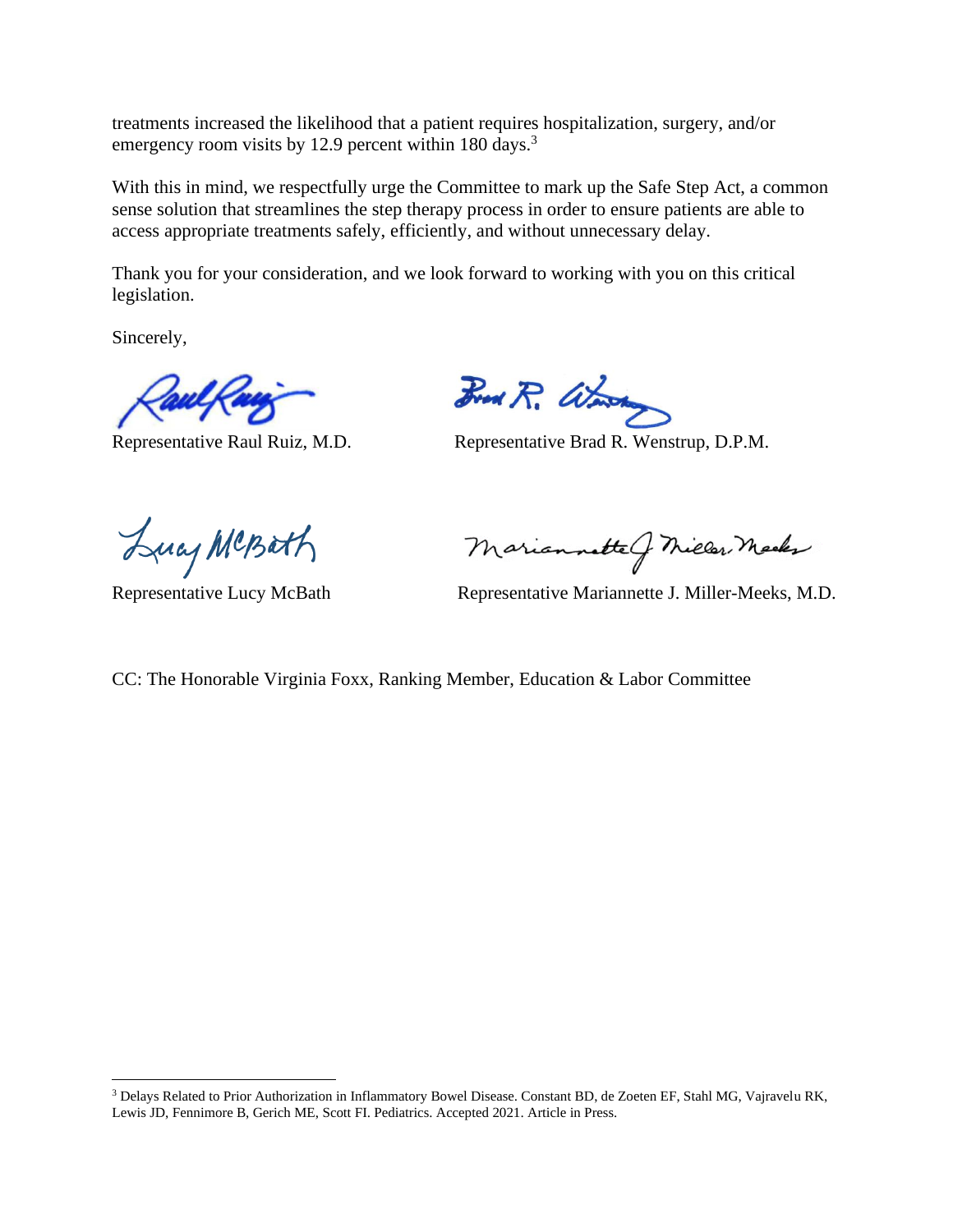treatments increased the likelihood that a patient requires hospitalization, surgery, and/or emergency room visits by 12.9 percent within 180 days.[3]

With this in mind, we respectfully urge the Committee to mark up the Safe Step Act, a common sense solution that streamlines the step therapy process in order to ensure patients are able to access appropriate treatments safely, efficiently, and without unnecessary delay.

Thank you for your consideration, and we look forward to working with you on this critical legislation.

Sincerely,

Representative Raul Ruiz, M.D.

Representative Brad R. Wenstrup, D.P.M.

Representative Lucy McBath

Representative Mariannette J. Miller-Meeks, M.D.

CC: The Honorable Virginia Foxx, Ranking Member, Education & Labor Committee

---

[3] Delays Related to Prior Authorization in Inflammatory Bowel Disease. Constant BD, de Zoeten EF, Stahl MG, Vajravelu RK, Lewis JD, Fennimore B, Gerich ME, Scott FI. Pediatrics. Accepted 2021. Article in Press.